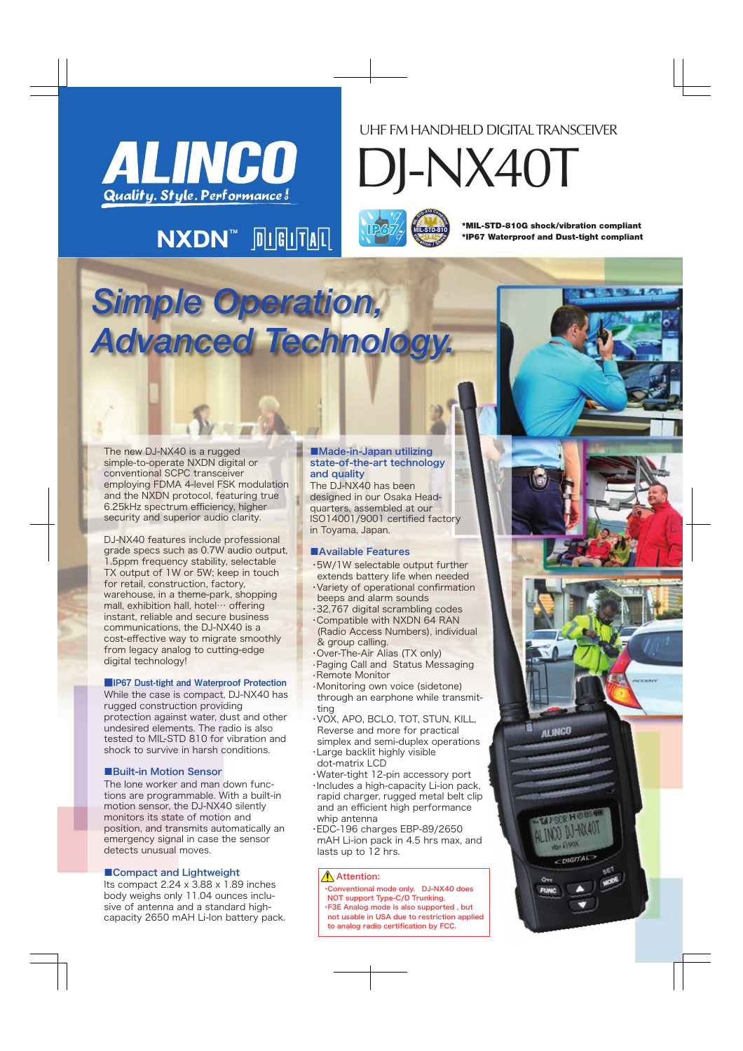# ALINCO

Quality. Style. Performance!

NXDN™ DIGITAL

UHF FM HANDHELD DIGITAL TRANSCEIVER

# DJ-NX40T

**\*MIL-STD-810G shock/vibration compliant**
**\*IP67 Waterproof and Dust-tight compliant**

## Simple Operation, Advanced Technology.

The new DJ-NX40 is a rugged simple-to-operate NXDN digital or conventional SCPC transceiver employing FDMA 4-level FSK modulation and the NXDN protocol, featuring true 6.25kHz spectrum efficiency, higher security and superior audio clarity.

DJ-NX40 features include professional grade specs such as 0.7W audio output, 1.5ppm frequency stability, selectable TX output of 1W or 5W; keep in touch for retail, construction, factory, warehouse, in a theme-park, shopping mall, exhibition hall, hotel··· offering instant, reliable and secure business communications, the DJ-NX40 is a cost-effective way to migrate smoothly from legacy analog to cutting-edge digital technology!

### ■IP67 Dust-tight and Waterproof Protection

While the case is compact, DJ-NX40 has rugged construction providing protection against water, dust and other undesired elements. The radio is also tested to MIL-STD 810 for vibration and shock to survive in harsh conditions.

### ■Built-in Motion Sensor

The lone worker and man down functions are programmable. With a built-in motion sensor, the DJ-NX40 silently monitors its state of motion and position, and transmits automatically an emergency signal in case the sensor detects unusual moves.

### ■Compact and Lightweight

Its compact 2.24 x 3.88 x 1.89 inches body weighs only 11.04 ounces inclusive of antenna and a standard high-capacity 2650 mAH Li-Ion battery pack.

### ■Made-in-Japan utilizing state-of-the-art technology and quality

The DJ-NX40 has been designed in our Osaka Headquarters, assembled at our ISO14001/9001 certified factory in Toyama, Japan.

### ■Available Features

- 5W/1W selectable output further extends battery life when needed
- Variety of operational confirmation beeps and alarm sounds
- 32,767 digital scrambling codes
- Compatible with NXDN 64 RAN (Radio Access Numbers), individual & group calling.
- Over-The-Air Alias (TX only)
- Paging Call and Status Messaging
- Remote Monitor
- Monitoring own voice (sidetone) through an earphone while transmitting
- VOX, APO, BCLO, TOT, STUN, KILL, Reverse and more for practical simplex and semi-duplex operations
- Large backlit highly visible dot-matrix LCD
- Water-tight 12-pin accessory port
- Includes a high-capacity Li-ion pack, rapid charger, rugged metal belt clip and an efficient high performance whip antenna
- EDC-196 charges EBP-89/2650 mAH Li-ion pack in 4.5 hrs max, and lasts up to 12 hrs.

**⚠ Attention:**

- Conventional mode only. DJ-NX40 does NOT support Type-C/D Trunking.
- F3E Analog mode is also supported , but not usable in USA due to restriction applied to analog radio certification by FCC.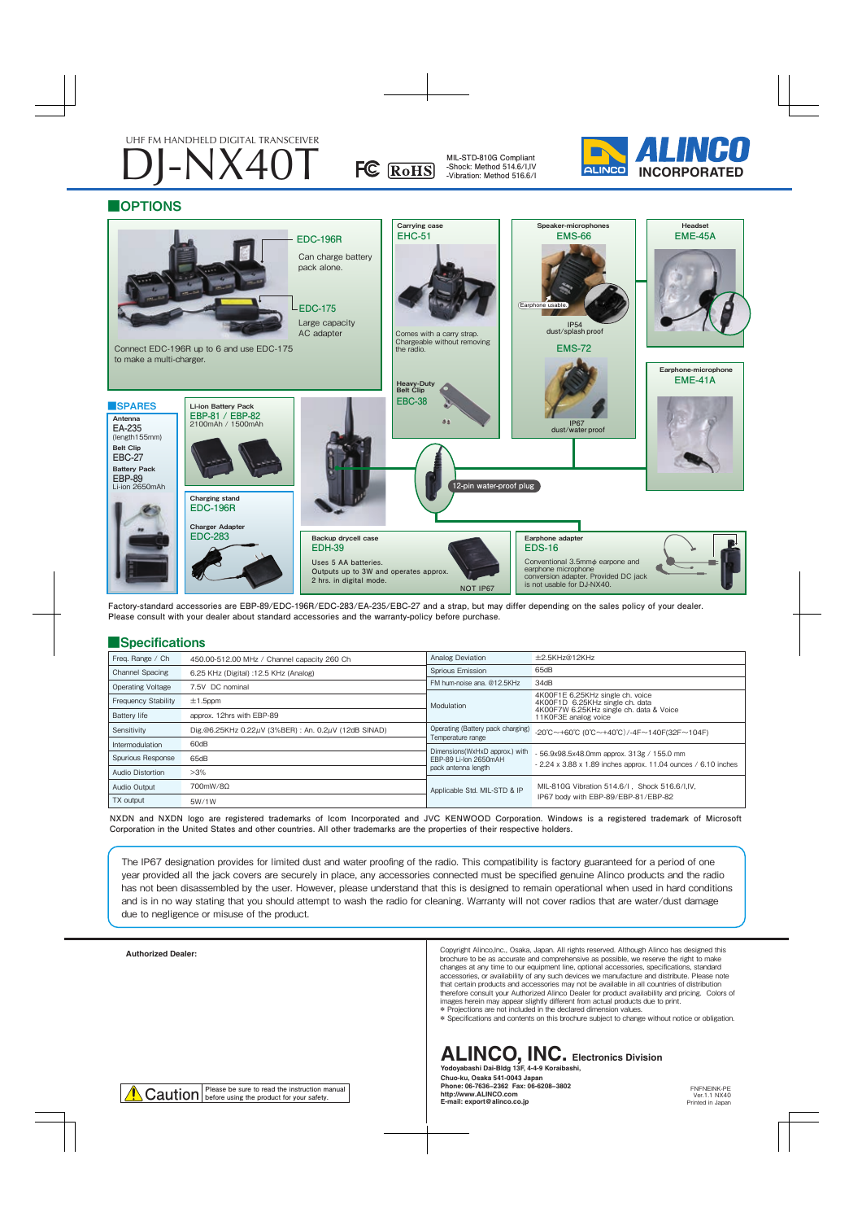UHF FM HANDHELD DIGITAL TRANSCEIVER

# DJ-NX40T

MIL-STD-810G Compliant
-Shock: Method 514.6/I,IV
-Vibration: Method 516.6/I

ALINCO INCORPORATED

## OPTIONS

**EDC-196R**
Can charge battery pack alone.

**EDC-175**
Large capacity AC adapter

Connect EDC-196R up to 6 and use EDC-175 to make a multi-charger.

Carrying case
**EHC-51**
Comes with a carry strap. Chargeable without removing the radio.

Heavy-Duty Belt Clip
**EBC-38**

Speaker-microphones
**EMS-66**
Earphone usable.
IP54 dust/splash proof

**EMS-72**
IP67 dust/water proof

Headset
**EME-45A**

Earphone-microphone
**EME-41A**

12-pin water-proof plug

### SPARES

Antenna
**EA-235**
(length155mm)

Belt Clip
**EBC-27**

Battery Pack
**EBP-89**
Li-ion 2650mAh

Li-ion Battery Pack
**EBP-81 / EBP-82**
2100mAh / 1500mAh

Charging stand
**EDC-196R**

Charger Adapter
**EDC-283**

Backup drycell case
**EDH-39**
Uses 5 AA batteries.
Outputs up to 3W and operates approx. 2 hrs. in digital mode.
NOT IP67

Earphone adapter
**EDS-16**
Conventional 3.5mmφ earpone and earphone microphone conversion adapter. Provided DC jack is not usable for DJ-NX40.

Factory-standard accessories are EBP-89/EDC-196R/EDC-283/EA-235/EBC-27 and a strap, but may differ depending on the sales policy of your dealer.
Please consult with your dealer about standard accessories and the warranty-policy before purchase.

## Specifications

| | | | |
|---|---|---|---|
| Freq. Range / Ch | 450.00-512.00 MHz / Channel capacity 260 Ch | Analog Deviation | ±2.5KHz@12KHz |
| Channel Spacing | 6.25 KHz (Digital) :12.5 KHz (Analog) | Sprious Emission | 65dB |
| Operating Voltage | 7.5V DC nominal | FM hum-noise ana. @12.5KHz | 34dB |
| Frequency Stability | ±1.5ppm | Modulation | 4K00F1E 6.25KHz single ch. voice<br>4K00F1D 6.25KHz single ch. data<br>4K00F7W 6.25KHz single ch. data & Voice<br>11K0F3E analog voice |
| Battery life | approx. 12hrs with EBP-89 | | |
| Sensitivity | Dig.@6.25KHz 0.22μV (3%BER) : An. 0.2μV (12dB SINAD) | Operating (Battery pack charging) Temperature range | -20℃~+60℃ (0℃~+40℃)/-4F~140F(32F~104F) |
| Intermodulation | 60dB | Dimensions(WxHxD approx.) with EBP-89 Li-ion 2650mAH pack antenna length | - 56.9x98.5x48.0mm approx. 313g / 155.0 mm<br>- 2.24 x 3.88 x 1.89 inches approx. 11.04 ounces / 6.10 inches |
| Spurious Response | 65dB | | |
| Audio Distortion | >3% | | |
| Audio Output | 700mW/8Ω | Applicable Std. MIL-STD & IP | MIL-810G Vibration 514.6/I, Shock 516.6/I,IV,<br>IP67 body with EBP-89/EBP-81/EBP-82 |
| TX output | 5W/1W | | |

NXDN and NXDN logo are registered trademarks of Icom Incorporated and JVC KENWOOD Corporation. Windows is a registered trademark of Microsoft Corporation in the United States and other countries. All other trademarks are the properties of their respective holders.

The IP67 designation provides for limited dust and water proofing of the radio. This compatibility is factory guaranteed for a period of one year provided all the jack covers are securely in place, any accessories connected must be specified genuine Alinco products and the radio has not been disassembled by the user. However, please understand that this is designed to remain operational when used in hard conditions and is in no way stating that you should attempt to wash the radio for cleaning. Warranty will not cover radios that are water/dust damage due to negligence or misuse of the product.

**Authorized Dealer:**

Copyright Alinco,Inc., Osaka, Japan. All rights reserved. Although Alinco has designed this brochure to be as accurate and comprehensive as possible, we reserve the right to make changes at any time to our equipment line, optional accessories, specifications, standard accessories, or availability of any such devices we manufacture and distribute. Please note that certain products and accessories may not be available in all countries of distribution therefore consult your Authorized Alinco Dealer for product availability and pricing. Colors of images herein may appear slightly different from actual products due to print.
* Projections are not included in the declared dimension values.
* Specifications and contents on this brochure subject to change without notice or obligation.

**ALINCO, INC.** Electronics Division
Yodoyabashi Dai-Bldg 13F, 4-4-9 Koraibashi,
Chuo-ku, Osaka 541-0043 Japan
Phone: 06-7636-2362 Fax: 06-6208-3802
http://www.ALINCO.com
E-mail: export@alinco.co.jp

Caution — Please be sure to read the instruction manual before using the product for your safety.

FNFNEINK-PE
Ver.1.1 NX40
Printed in Japan